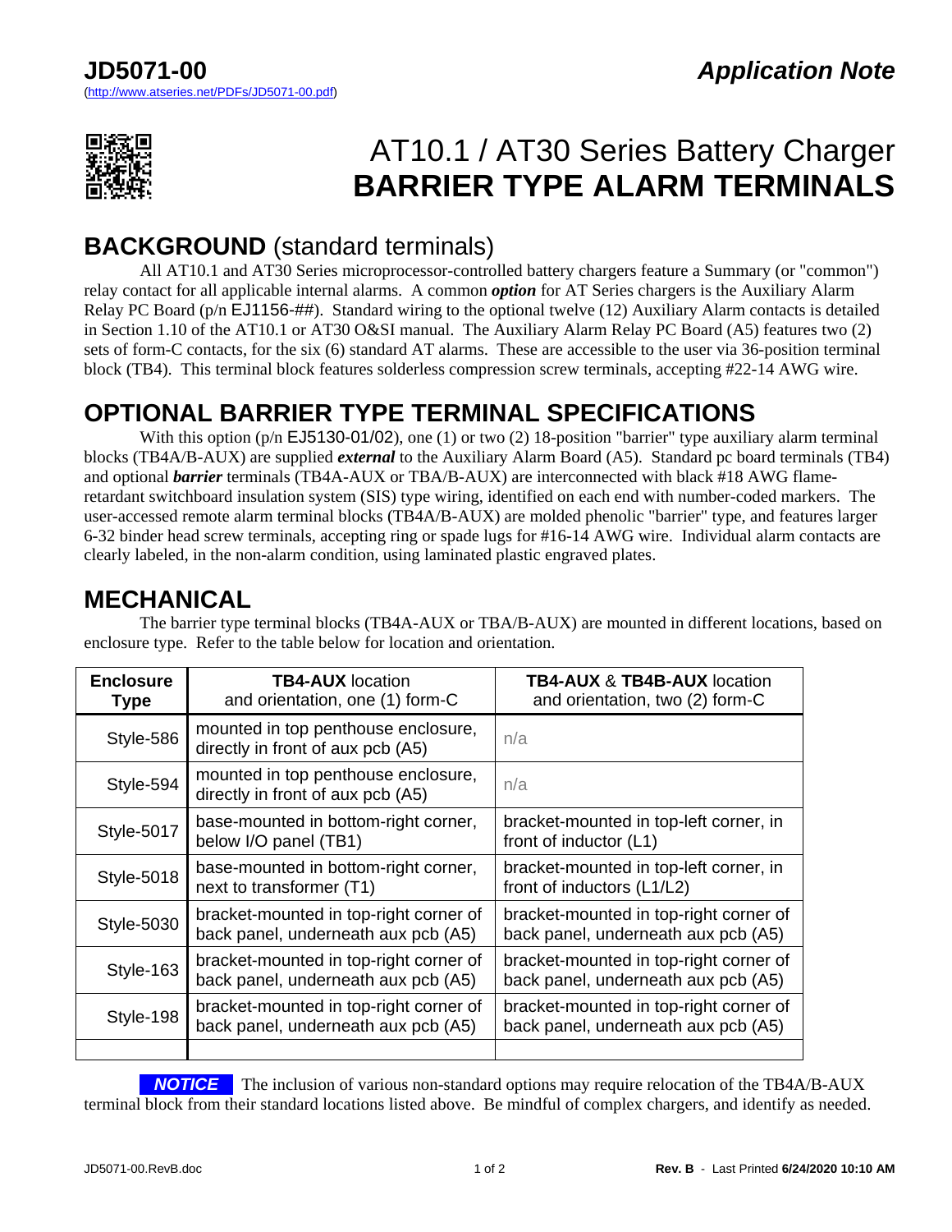**JD5071-00** *Application Note*
(http://www.atseries.net/PDFs/JD5071-00.pdf)

# AT10.1 / AT30 Series Battery Charger
# BARRIER TYPE ALARM TERMINALS

## BACKGROUND (standard terminals)

All AT10.1 and AT30 Series microprocessor-controlled battery chargers feature a Summary (or "common") relay contact for all applicable internal alarms. A common ***option*** for AT Series chargers is the Auxiliary Alarm Relay PC Board (p/n EJ1156-##). Standard wiring to the optional twelve (12) Auxiliary Alarm contacts is detailed in Section 1.10 of the AT10.1 or AT30 O&SI manual. The Auxiliary Alarm Relay PC Board (A5) features two (2) sets of form-C contacts, for the six (6) standard AT alarms. These are accessible to the user via 36-position terminal block (TB4). This terminal block features solderless compression screw terminals, accepting #22-14 AWG wire.

## OPTIONAL BARRIER TYPE TERMINAL SPECIFICATIONS

With this option (p/n EJ5130-01/02), one (1) or two (2) 18-position "barrier" type auxiliary alarm terminal blocks (TB4A/B-AUX) are supplied ***external*** to the Auxiliary Alarm Board (A5). Standard pc board terminals (TB4) and optional ***barrier*** terminals (TB4A-AUX or TBA/B-AUX) are interconnected with black #18 AWG flame-retardant switchboard insulation system (SIS) type wiring, identified on each end with number-coded markers. The user-accessed remote alarm terminal blocks (TB4A/B-AUX) are molded phenolic "barrier" type, and features larger 6-32 binder head screw terminals, accepting ring or spade lugs for #16-14 AWG wire. Individual alarm contacts are clearly labeled, in the non-alarm condition, using laminated plastic engraved plates.

## MECHANICAL

The barrier type terminal blocks (TB4A-AUX or TBA/B-AUX) are mounted in different locations, based on enclosure type. Refer to the table below for location and orientation.

| **Enclosure Type** | **TB4-AUX** location and orientation, one (1) form-C | **TB4-AUX** & **TB4B-AUX** location and orientation, two (2) form-C |
|---|---|---|
| Style-586 | mounted in top penthouse enclosure, directly in front of aux pcb (A5) | n/a |
| Style-594 | mounted in top penthouse enclosure, directly in front of aux pcb (A5) | n/a |
| Style-5017 | base-mounted in bottom-right corner, below I/O panel (TB1) | bracket-mounted in top-left corner, in front of inductor (L1) |
| Style-5018 | base-mounted in bottom-right corner, next to transformer (T1) | bracket-mounted in top-left corner, in front of inductors (L1/L2) |
| Style-5030 | bracket-mounted in top-right corner of back panel, underneath aux pcb (A5) | bracket-mounted in top-right corner of back panel, underneath aux pcb (A5) |
| Style-163 | bracket-mounted in top-right corner of back panel, underneath aux pcb (A5) | bracket-mounted in top-right corner of back panel, underneath aux pcb (A5) |
| Style-198 | bracket-mounted in top-right corner of back panel, underneath aux pcb (A5) | bracket-mounted in top-right corner of back panel, underneath aux pcb (A5) |
| | | |

***NOTICE*** The inclusion of various non-standard options may require relocation of the TB4A/B-AUX terminal block from their standard locations listed above. Be mindful of complex chargers, and identify as needed.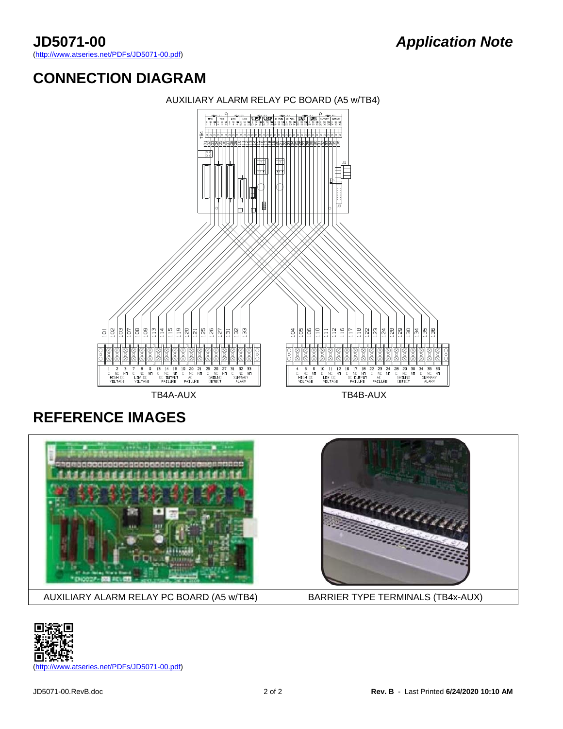JD5071-00 *Application Note*

(http://www.atseries.net/PDFs/JD5071-00.pdf)

# CONNECTION DIAGRAM

AUXILIARY ALARM RELAY PC BOARD (A5 w/TB4)

101 102 103 107 108 109 113 114 115 119 120 121 125 126 127 131 132 133

1 2 3 7 8 9 13 14 15 19 20 21 25 26 27 31 32 33
C NC NO C NC NO C NC NO C NC NO C NC NO C NC NO
HIGH DC VOLTAGE, LOW DC VOLTAGE, DC OUTPUT FAILURE, AC FAILURE, GROUND DETECT, SUMMARY ALARM

TB4A-AUX

104 105 106 110 111 112 116 117 118 122 123 124 128 129 130 134 135 136

4 5 6 10 11 12 16 17 18 22 23 24 28 29 30 34 35 36
C NC NO C NC NO C NC NO C NC NO C NC NO C NC NO
HIGH DC VOLTAGE, LOW DC VOLTAGE, DC OUTPUT FAILURE, AC FAILURE, GROUND DETECT, SUMMARY ALARM

TB4B-AUX

# REFERENCE IMAGES

| AUXILIARY ALARM RELAY PC BOARD (A5 w/TB4) | BARRIER TYPE TERMINALS (TB4x-AUX) |
|---|---|

(http://www.atseries.net/PDFs/JD5071-00.pdf)

JD5071-00.RevB.doc **Rev. B** - Last Printed **6/24/2020 10:10 AM**